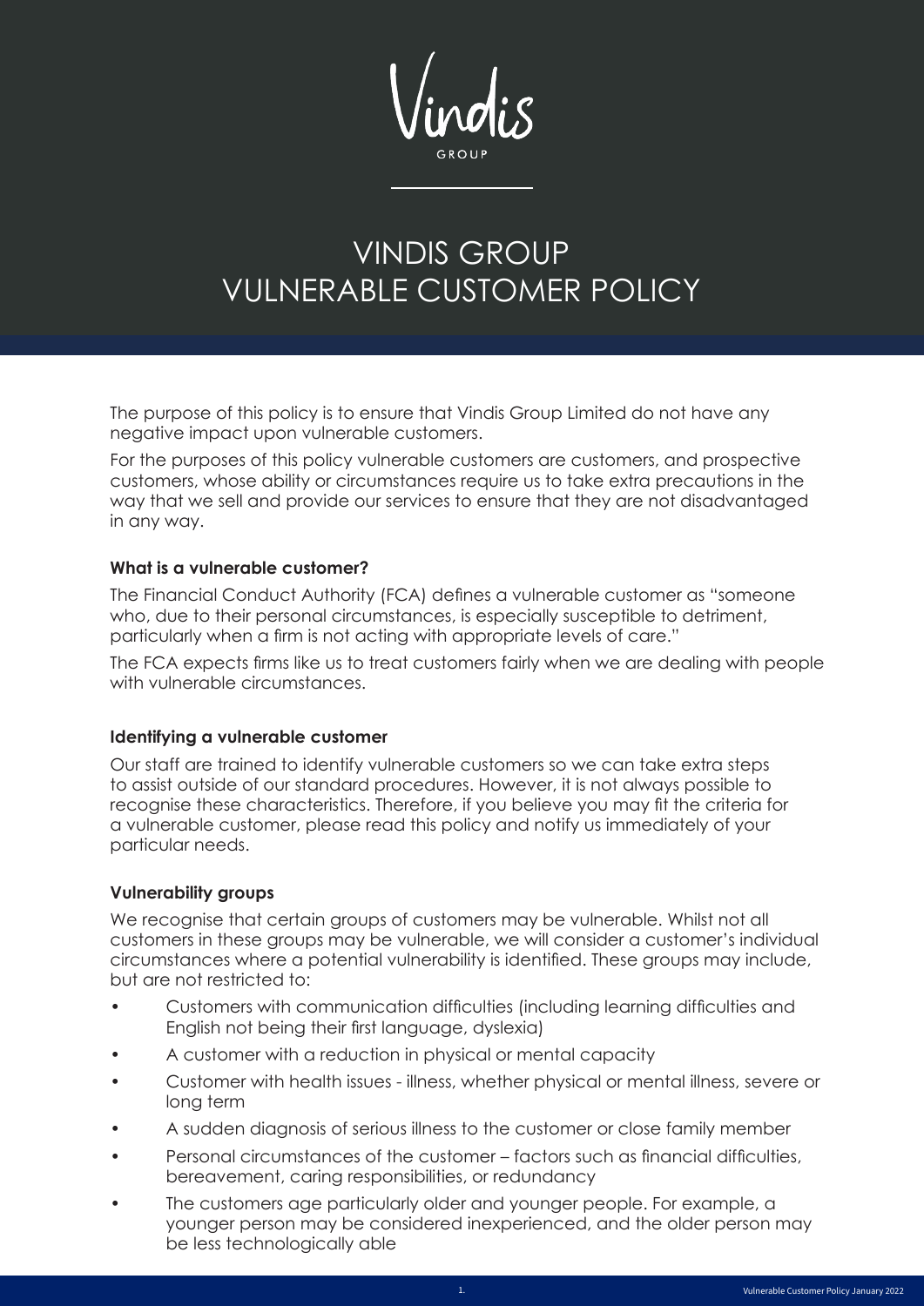Vindis
GROUP

# VINDIS GROUP VULNERABLE CUSTOMER POLICY

The purpose of this policy is to ensure that Vindis Group Limited do not have any negative impact upon vulnerable customers.

For the purposes of this policy vulnerable customers are customers, and prospective customers, whose ability or circumstances require us to take extra precautions in the way that we sell and provide our services to ensure that they are not disadvantaged in any way.

**What is a vulnerable customer?**

The Financial Conduct Authority (FCA) defines a vulnerable customer as "someone who, due to their personal circumstances, is especially susceptible to detriment, particularly when a firm is not acting with appropriate levels of care."

The FCA expects firms like us to treat customers fairly when we are dealing with people with vulnerable circumstances.

**Identifying a vulnerable customer**

Our staff are trained to identify vulnerable customers so we can take extra steps to assist outside of our standard procedures. However, it is not always possible to recognise these characteristics. Therefore, if you believe you may fit the criteria for a vulnerable customer, please read this policy and notify us immediately of your particular needs.

**Vulnerability groups**

We recognise that certain groups of customers may be vulnerable. Whilst not all customers in these groups may be vulnerable, we will consider a customer's individual circumstances where a potential vulnerability is identified. These groups may include, but are not restricted to:

- Customers with communication difficulties (including learning difficulties and English not being their first language, dyslexia)
- A customer with a reduction in physical or mental capacity
- Customer with health issues - illness, whether physical or mental illness, severe or long term
- A sudden diagnosis of serious illness to the customer or close family member
- Personal circumstances of the customer – factors such as financial difficulties, bereavement, caring responsibilities, or redundancy
- The customers age particularly older and younger people. For example, a younger person may be considered inexperienced, and the older person may be less technologically able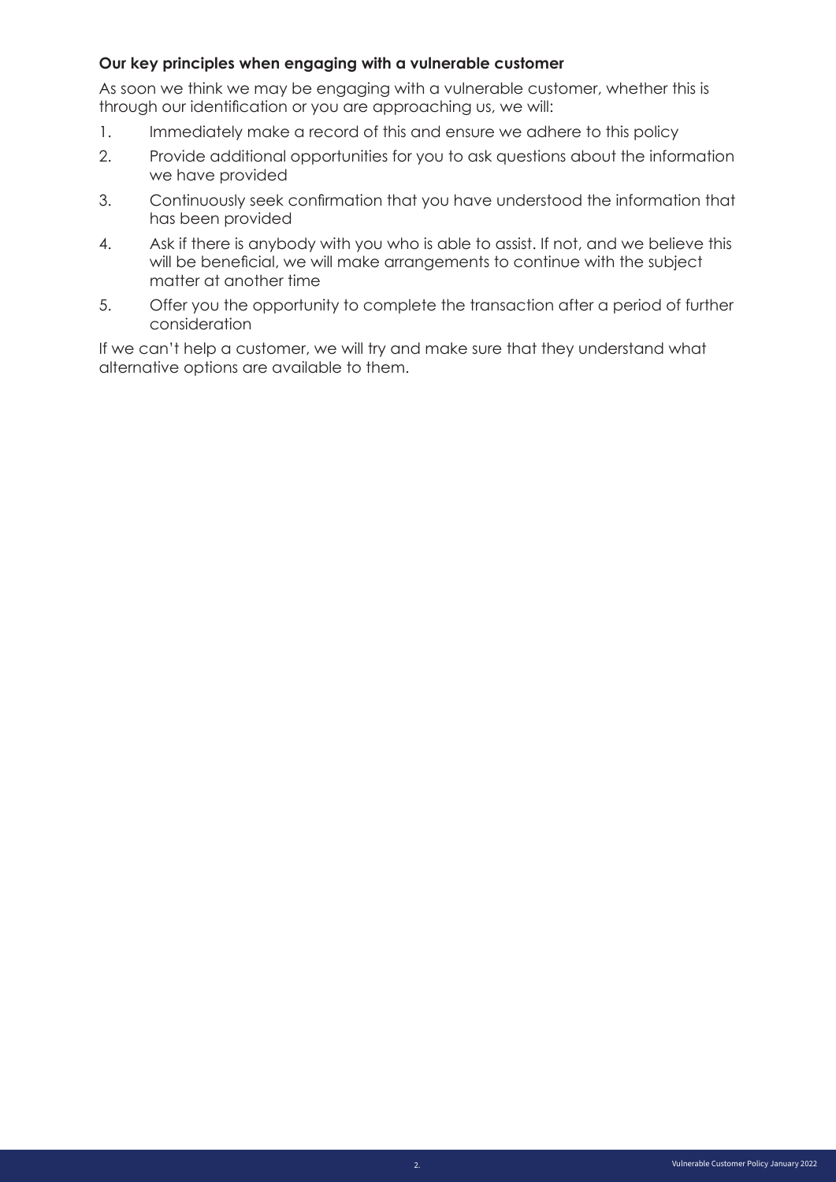**Our key principles when engaging with a vulnerable customer**

As soon we think we may be engaging with a vulnerable customer, whether this is through our identification or you are approaching us, we will:

1. Immediately make a record of this and ensure we adhere to this policy
2. Provide additional opportunities for you to ask questions about the information we have provided
3. Continuously seek confirmation that you have understood the information that has been provided
4. Ask if there is anybody with you who is able to assist. If not, and we believe this will be beneficial, we will make arrangements to continue with the subject matter at another time
5. Offer you the opportunity to complete the transaction after a period of further consideration

If we can't help a customer, we will try and make sure that they understand what alternative options are available to them.